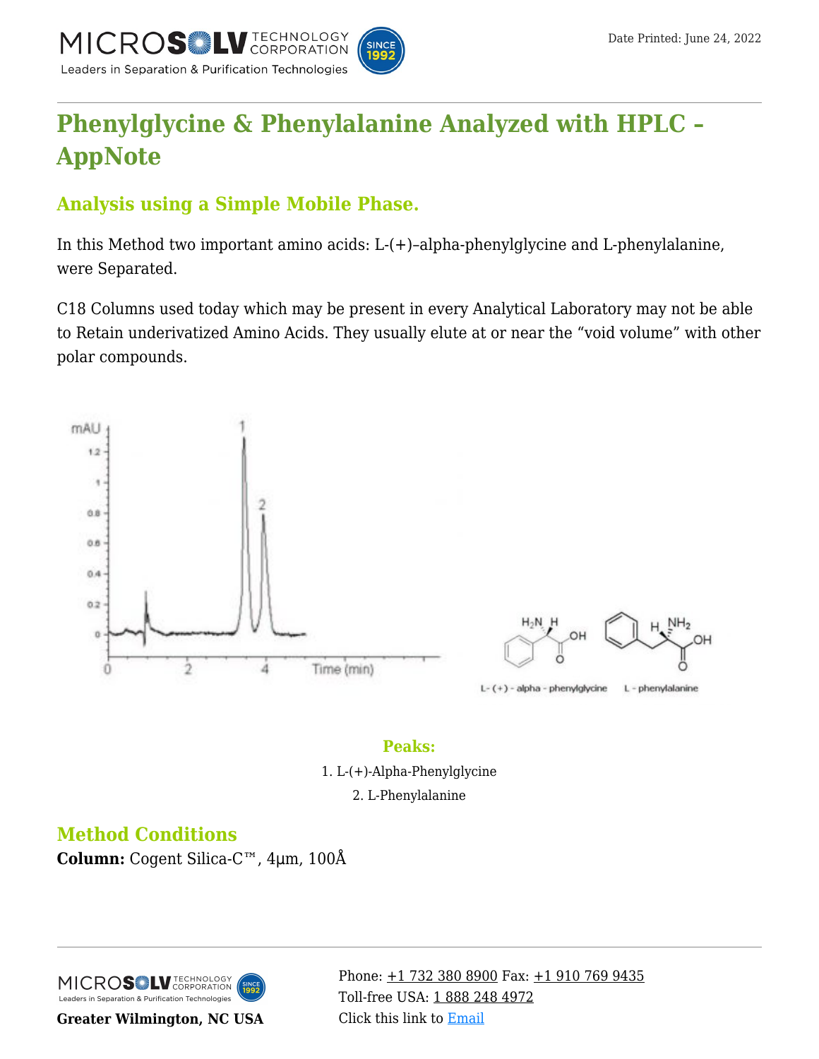# Phenylglycine & Phenylalanine Analyzed with HPLC – AppNote

## Analysis using a Simple Mobile Phase.

In this Method two important amino acids: L-(+)–alpha-phenylglycine and L-phenylalanine, were Separated.

C18 Columns used today which may be present in every Analytical Laboratory may not be able to Retain underivatized Amino Acids. They usually elute at or near the “void volume” with other polar compounds.

### Peaks:

1. L-(+)-Alpha-Phenylglycine
2. L-Phenylalanine

### Method Conditions

**Column:** Cogent Silica-C™, 4µm, 100Å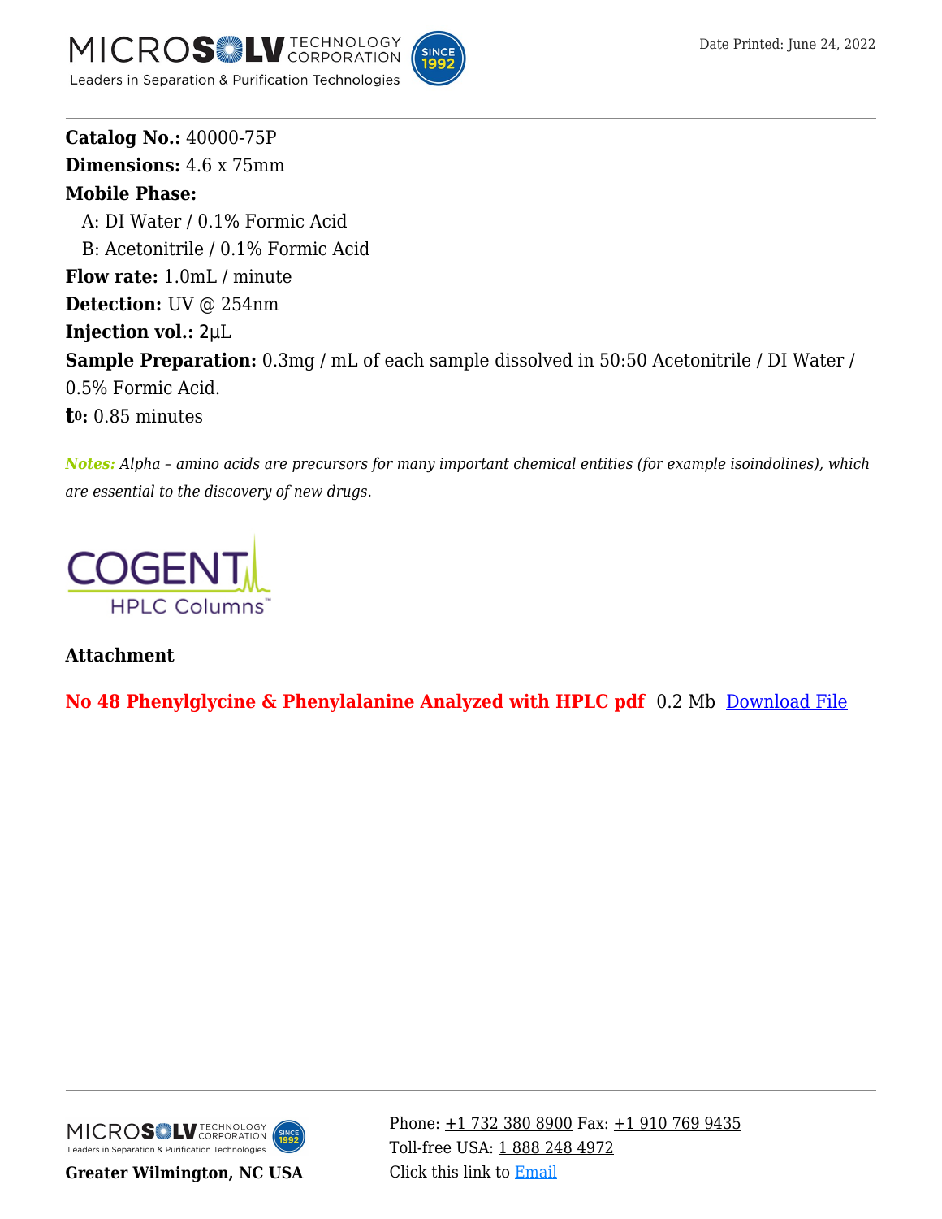**Catalog No.:** 40000-75P
**Dimensions:** 4.6 x 75mm
**Mobile Phase:**
A: DI Water / 0.1% Formic Acid
B: Acetonitrile / 0.1% Formic Acid
**Flow rate:** 1.0mL / minute
**Detection:** UV @ 254nm
**Injection vol.:** 2µL
**Sample Preparation:** 0.3mg / mL of each sample dissolved in 50:50 Acetonitrile / DI Water / 0.5% Formic Acid.
**$t_0$:** 0.85 minutes

***Notes:*** *Alpha – amino acids are precursors for many important chemical entities (for example isoindolines), which are essential to the discovery of new drugs.*

COGENT HPLC Columns™

**Attachment**

**No 48 Phenylglycine & Phenylalanine Analyzed with HPLC pdf** 0.2 Mb Download File

**Greater Wilmington, NC USA**

Phone: +1 732 380 8900 Fax: +1 910 769 9435
Toll-free USA: 1 888 248 4972
Click this link to Email